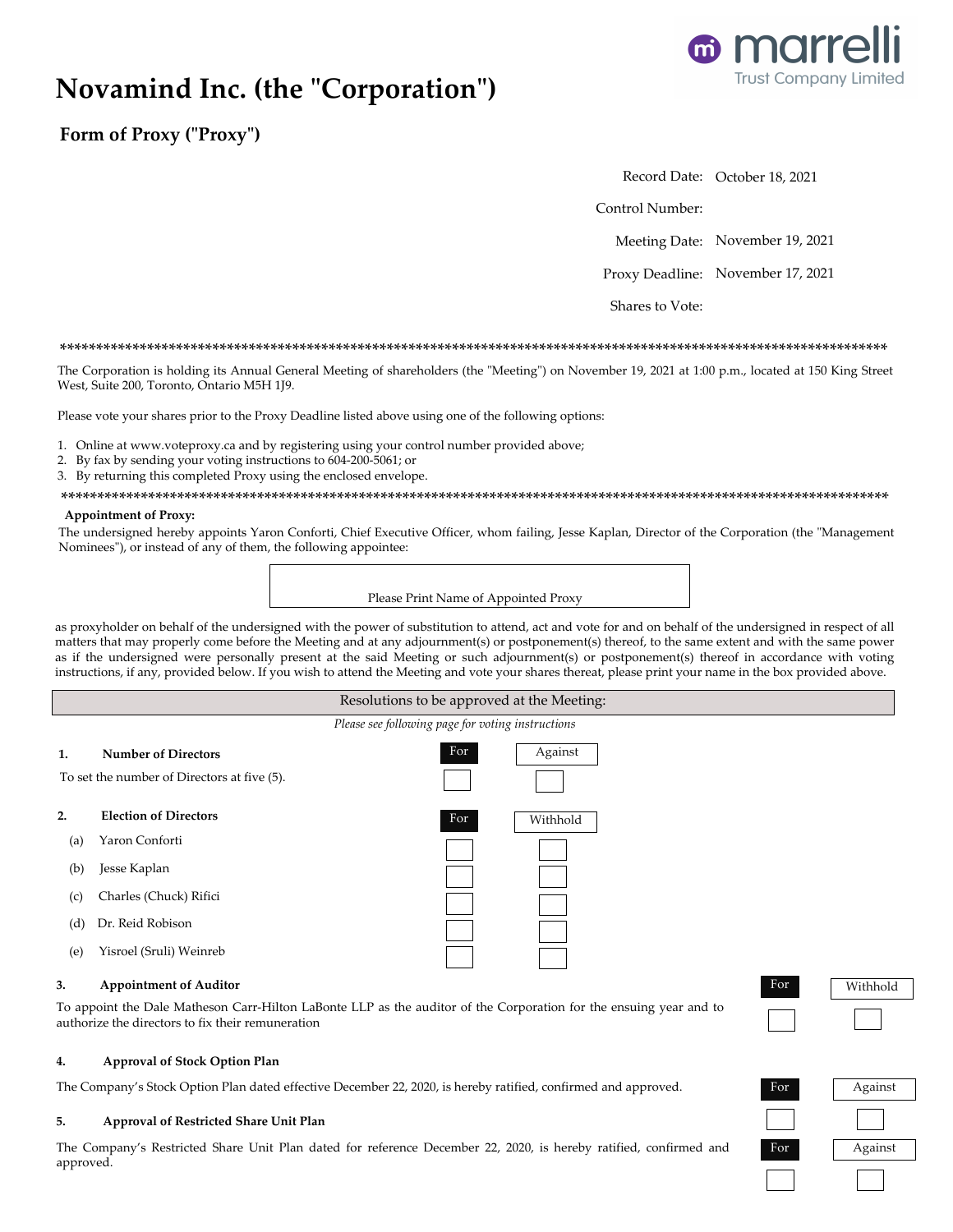# Novamind Inc. (the "Corporation")

marrelli Trust Company Limited

## Form of Proxy ("Proxy")

| | |
|---|---|
| Record Date: | October 18, 2021 |
| Control Number: | |
| Meeting Date: | November 19, 2021 |
| Proxy Deadline: | November 17, 2021 |
| Shares to Vote: | |

*******************************************************************************************************************

The Corporation is holding its Annual General Meeting of shareholders (the "Meeting") on November 19, 2021 at 1:00 p.m., located at 150 King Street West, Suite 200, Toronto, Ontario M5H 1J9.

Please vote your shares prior to the Proxy Deadline listed above using one of the following options:

1. Online at www.voteproxy.ca and by registering using your control number provided above;
2. By fax by sending your voting instructions to 604-200-5061; or
3. By returning this completed Proxy using the enclosed envelope.

*******************************************************************************************************************

**Appointment of Proxy:**

The undersigned hereby appoints Yaron Conforti, Chief Executive Officer, whom failing, Jesse Kaplan, Director of the Corporation (the "Management Nominees"), or instead of any of them, the following appointee:

Please Print Name of Appointed Proxy

as proxyholder on behalf of the undersigned with the power of substitution to attend, act and vote for and on behalf of the undersigned in respect of all matters that may properly come before the Meeting and at any adjournment(s) or postponement(s) thereof, to the same extent and with the same power as if the undersigned were personally present at the said Meeting or such adjournment(s) or postponement(s) thereof in accordance with voting instructions, if any, provided below. If you wish to attend the Meeting and vote your shares thereat, please print your name in the box provided above.

### Resolutions to be approved at the Meeting:

*Please see following page for voting instructions*

**1. Number of Directors**

| | For | Against |
|---|---|---|
| To set the number of Directors at five (5). | ☐ | ☐ |

**2. Election of Directors**

| | For | Withhold |
|---|---|---|
| (a) Yaron Conforti | ☐ | ☐ |
| (b) Jesse Kaplan | ☐ | ☐ |
| (c) Charles (Chuck) Rifici | ☐ | ☐ |
| (d) Dr. Reid Robison | ☐ | ☐ |
| (e) Yisroel (Sruli) Weinreb | ☐ | ☐ |

**3. Appointment of Auditor**

| | For | Withhold |
|---|---|---|
| To appoint the Dale Matheson Carr-Hilton LaBonte LLP as the auditor of the Corporation for the ensuing year and to authorize the directors to fix their remuneration | ☐ | ☐ |

**4. Approval of Stock Option Plan**

| | For | Against |
|---|---|---|
| The Company's Stock Option Plan dated effective December 22, 2020, is hereby ratified, confirmed and approved. | ☐ | ☐ |

**5. Approval of Restricted Share Unit Plan**

| | For | Against |
|---|---|---|
| The Company's Restricted Share Unit Plan dated for reference December 22, 2020, is hereby ratified, confirmed and approved. | ☐ | ☐ |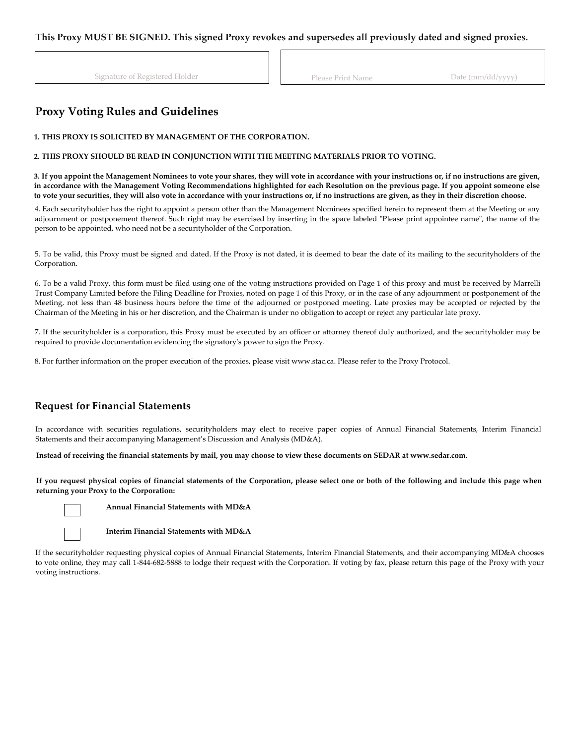**This Proxy MUST BE SIGNED. This signed Proxy revokes and supersedes all previously dated and signed proxies.**

| Signature of Registered Holder | Please Print Name | Date (mm/dd/yyyy) |
| --- | --- | --- |
| | | |

## Proxy Voting Rules and Guidelines

**1. THIS PROXY IS SOLICITED BY MANAGEMENT OF THE CORPORATION.**

**2. THIS PROXY SHOULD BE READ IN CONJUNCTION WITH THE MEETING MATERIALS PRIOR TO VOTING.**

**3. If you appoint the Management Nominees to vote your shares, they will vote in accordance with your instructions or, if no instructions are given, in accordance with the Management Voting Recommendations highlighted for each Resolution on the previous page. If you appoint someone else to vote your securities, they will also vote in accordance with your instructions or, if no instructions are given, as they in their discretion choose.**

4. Each securityholder has the right to appoint a person other than the Management Nominees specified herein to represent them at the Meeting or any adjournment or postponement thereof. Such right may be exercised by inserting in the space labeled "Please print appointee name", the name of the person to be appointed, who need not be a securityholder of the Corporation.

5. To be valid, this Proxy must be signed and dated. If the Proxy is not dated, it is deemed to bear the date of its mailing to the securityholders of the Corporation.

6. To be a valid Proxy, this form must be filed using one of the voting instructions provided on Page 1 of this proxy and must be received by Marrelli Trust Company Limited before the Filing Deadline for Proxies, noted on page 1 of this Proxy, or in the case of any adjournment or postponement of the Meeting, not less than 48 business hours before the time of the adjourned or postponed meeting. Late proxies may be accepted or rejected by the Chairman of the Meeting in his or her discretion, and the Chairman is under no obligation to accept or reject any particular late proxy.

7. If the securityholder is a corporation, this Proxy must be executed by an officer or attorney thereof duly authorized, and the securityholder may be required to provide documentation evidencing the signatory's power to sign the Proxy.

8. For further information on the proper execution of the proxies, please visit www.stac.ca. Please refer to the Proxy Protocol.

## Request for Financial Statements

In accordance with securities regulations, securityholders may elect to receive paper copies of Annual Financial Statements, Interim Financial Statements and their accompanying Management's Discussion and Analysis (MD&A).

**Instead of receiving the financial statements by mail, you may choose to view these documents on SEDAR at www.sedar.com.**

**If you request physical copies of financial statements of the Corporation, please select one or both of the following and include this page when returning your Proxy to the Corporation:**

☐ **Annual Financial Statements with MD&A**

☐ **Interim Financial Statements with MD&A**

If the securityholder requesting physical copies of Annual Financial Statements, Interim Financial Statements, and their accompanying MD&A chooses to vote online, they may call 1-844-682-5888 to lodge their request with the Corporation. If voting by fax, please return this page of the Proxy with your voting instructions.